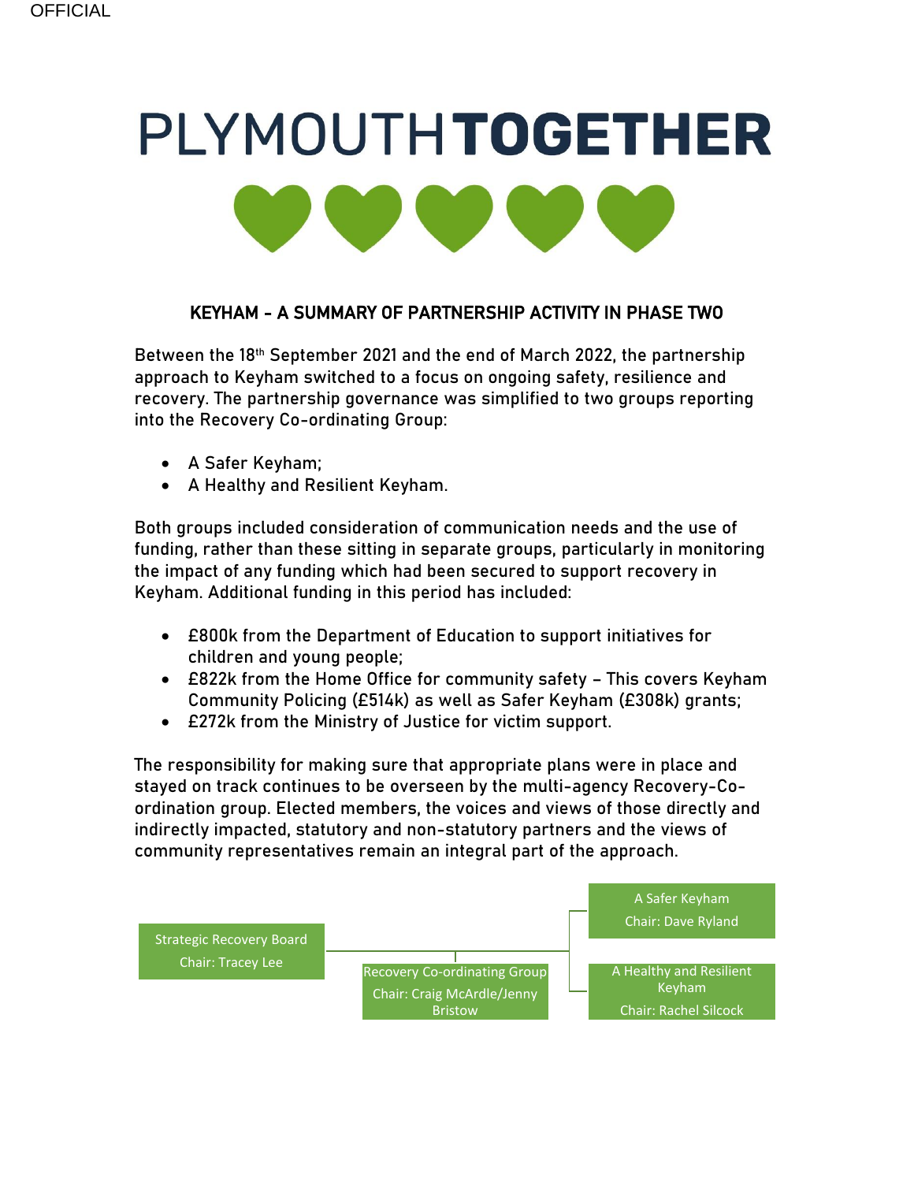# PLYMOUTH TOGETHER

## KEYHAM - A SUMMARY OF PARTNERSHIP ACTIVITY IN PHASE TWO

Between the 18th September 2021 and the end of March 2022, the partnership approach to Keyham switched to a focus on ongoing safety, resilience and recovery. The partnership governance was simplified to two groups reporting into the Recovery Co-ordinating Group:

- A Safer Keyham;
- A Healthy and Resilient Keyham.

Both groups included consideration of communication needs and the use of funding, rather than these sitting in separate groups, particularly in monitoring the impact of any funding which had been secured to support recovery in Keyham. Additional funding in this period has included:

- £800k from the Department of Education to support initiatives for children and young people;
- £822k from the Home Office for community safety – This covers Keyham Community Policing (£514k) as well as Safer Keyham (£308k) grants;
- £272k from the Ministry of Justice for victim support.

The responsibility for making sure that appropriate plans were in place and stayed on track continues to be overseen by the multi-agency Recovery-Co-ordination group. Elected members, the voices and views of those directly and indirectly impacted, statutory and non-statutory partners and the views of community representatives remain an integral part of the approach.

- Strategic Recovery Board – Chair: Tracey Lee
  - Recovery Co-ordinating Group – Chair: Craig McArdle/Jenny Bristow
    - A Safer Keyham – Chair: Dave Ryland
    - A Healthy and Resilient Keyham – Chair: Rachel Silcock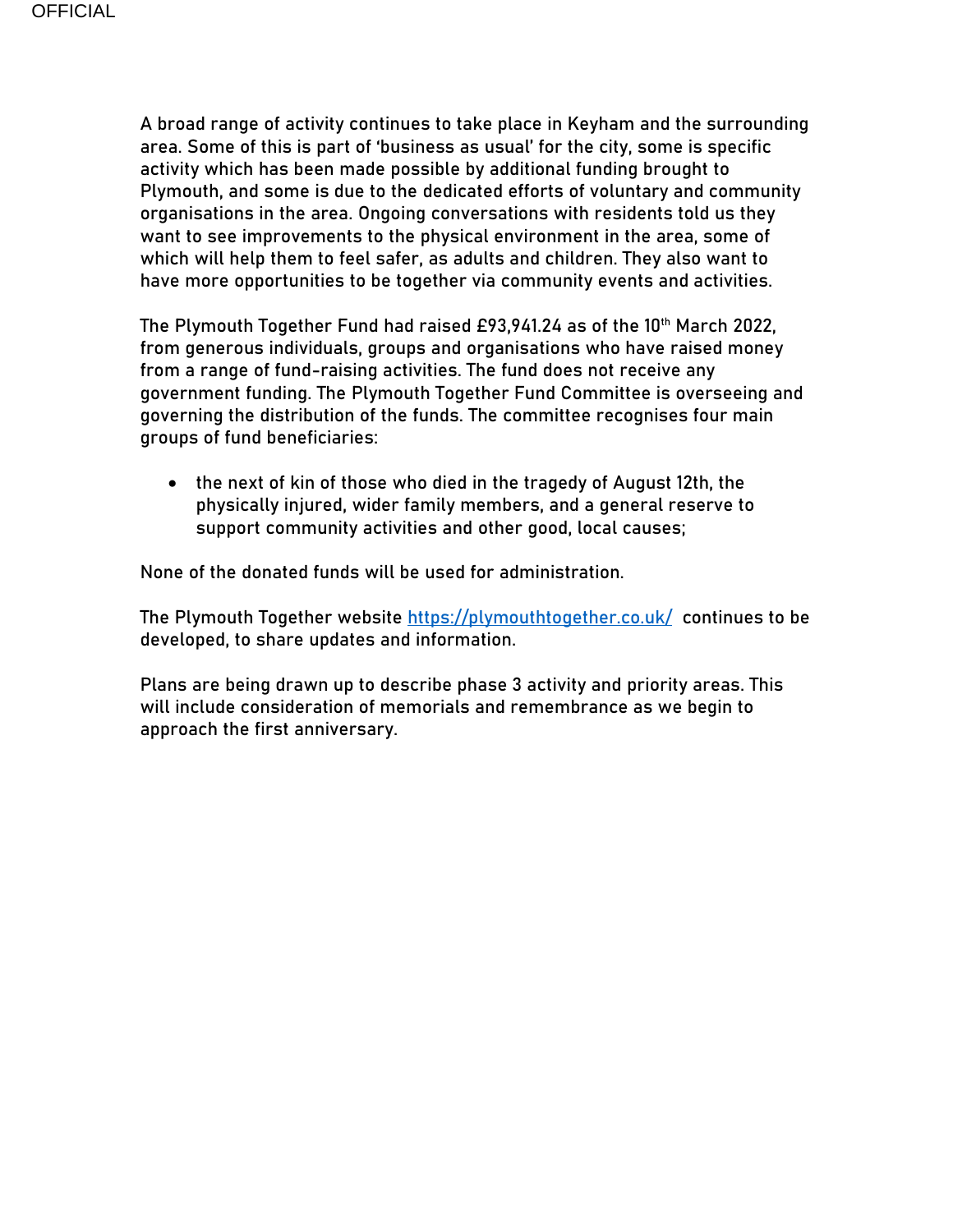A broad range of activity continues to take place in Keyham and the surrounding area. Some of this is part of 'business as usual' for the city, some is specific activity which has been made possible by additional funding brought to Plymouth, and some is due to the dedicated efforts of voluntary and community organisations in the area. Ongoing conversations with residents told us they want to see improvements to the physical environment in the area, some of which will help them to feel safer, as adults and children. They also want to have more opportunities to be together via community events and activities.

The Plymouth Together Fund had raised £93,941.24 as of the 10th March 2022, from generous individuals, groups and organisations who have raised money from a range of fund-raising activities. The fund does not receive any government funding. The Plymouth Together Fund Committee is overseeing and governing the distribution of the funds. The committee recognises four main groups of fund beneficiaries:

- the next of kin of those who died in the tragedy of August 12th, the physically injured, wider family members, and a general reserve to support community activities and other good, local causes;

None of the donated funds will be used for administration.

The Plymouth Together website https://plymouthtogether.co.uk/ continues to be developed, to share updates and information.

Plans are being drawn up to describe phase 3 activity and priority areas. This will include consideration of memorials and remembrance as we begin to approach the first anniversary.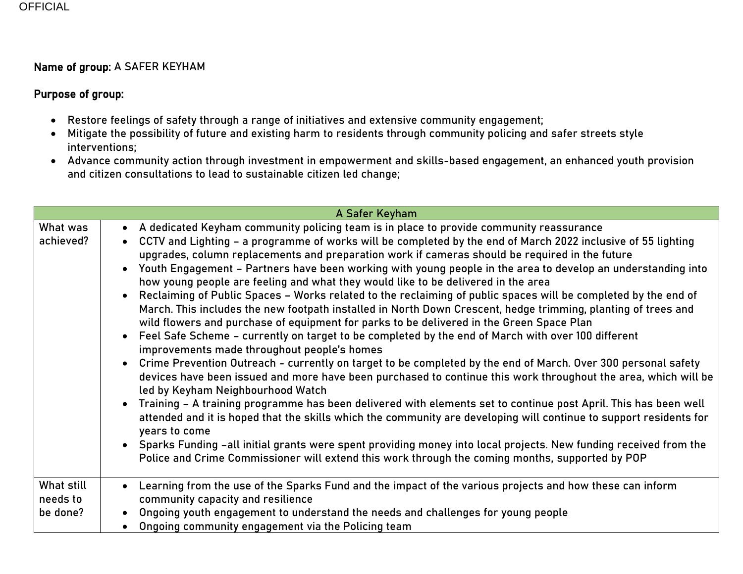**Name of group:** A SAFER KEYHAM

**Purpose of group:**

- Restore feelings of safety through a range of initiatives and extensive community engagement;
- Mitigate the possibility of future and existing harm to residents through community policing and safer streets style interventions;
- Advance community action through investment in empowerment and skills-based engagement, an enhanced youth provision and citizen consultations to lead to sustainable citizen led change;

| A Safer Keyham | |
|---|---|
| What was achieved? | • A dedicated Keyham community policing team is in place to provide community reassurance<br>• CCTV and Lighting – a programme of works will be completed by the end of March 2022 inclusive of 55 lighting upgrades, column replacements and preparation work if cameras should be required in the future<br>• Youth Engagement – Partners have been working with young people in the area to develop an understanding into how young people are feeling and what they would like to be delivered in the area<br>• Reclaiming of Public Spaces – Works related to the reclaiming of public spaces will be completed by the end of March. This includes the new footpath installed in North Down Crescent, hedge trimming, planting of trees and wild flowers and purchase of equipment for parks to be delivered in the Green Space Plan<br>• Feel Safe Scheme – currently on target to be completed by the end of March with over 100 different improvements made throughout people's homes<br>• Crime Prevention Outreach - currently on target to be completed by the end of March. Over 300 personal safety devices have been issued and more have been purchased to continue this work throughout the area, which will be led by Keyham Neighbourhood Watch<br>• Training – A training programme has been delivered with elements set to continue post April. This has been well attended and it is hoped that the skills which the community are developing will continue to support residents for years to come<br>• Sparks Funding –all initial grants were spent providing money into local projects. New funding received from the Police and Crime Commissioner will extend this work through the coming months, supported by POP |
| What still needs to be done? | • Learning from the use of the Sparks Fund and the impact of the various projects and how these can inform community capacity and resilience<br>• Ongoing youth engagement to understand the needs and challenges for young people<br>• Ongoing community engagement via the Policing team |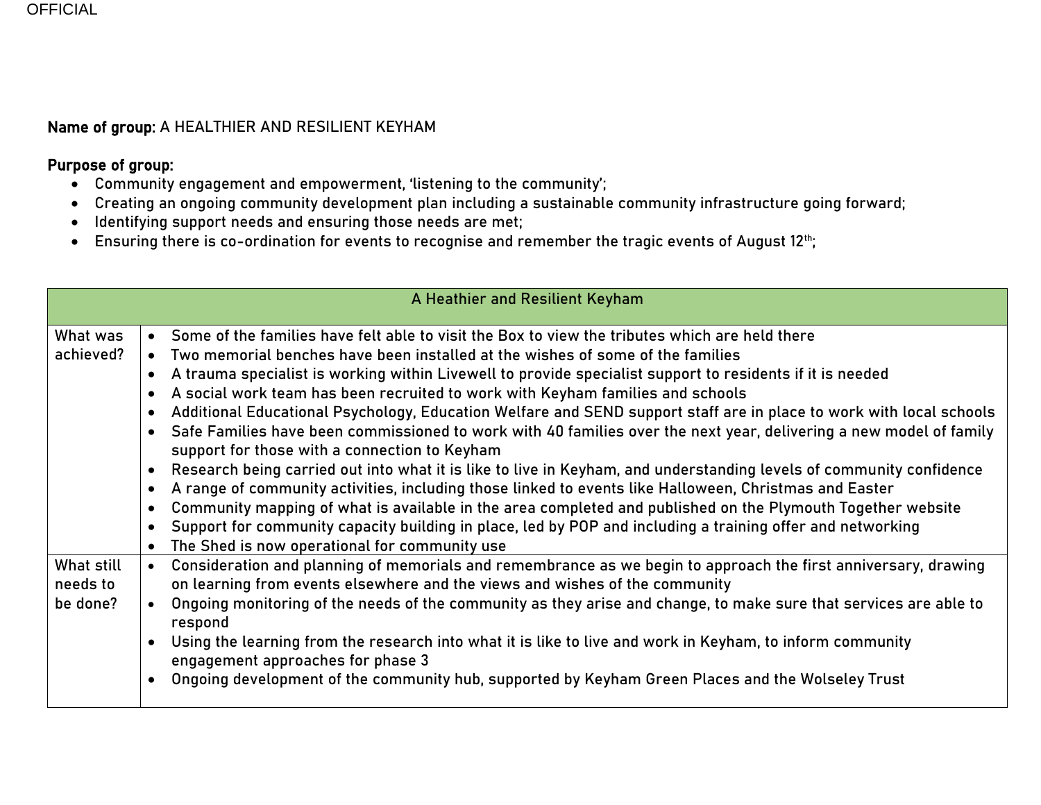**Name of group:** A HEALTHIER AND RESILIENT KEYHAM

**Purpose of group:**

- Community engagement and empowerment, 'listening to the community';
- Creating an ongoing community development plan including a sustainable community infrastructure going forward;
- Identifying support needs and ensuring those needs are met;
- Ensuring there is co-ordination for events to recognise and remember the tragic events of August 12th;

| A Heathier and Resilient Keyham | |
|---|---|
| What was achieved? | • Some of the families have felt able to visit the Box to view the tributes which are held there<br>• Two memorial benches have been installed at the wishes of some of the families<br>• A trauma specialist is working within Livewell to provide specialist support to residents if it is needed<br>• A social work team has been recruited to work with Keyham families and schools<br>• Additional Educational Psychology, Education Welfare and SEND support staff are in place to work with local schools<br>• Safe Families have been commissioned to work with 40 families over the next year, delivering a new model of family support for those with a connection to Keyham<br>• Research being carried out into what it is like to live in Keyham, and understanding levels of community confidence<br>• A range of community activities, including those linked to events like Halloween, Christmas and Easter<br>• Community mapping of what is available in the area completed and published on the Plymouth Together website<br>• Support for community capacity building in place, led by POP and including a training offer and networking<br>• The Shed is now operational for community use |
| What still needs to be done? | • Consideration and planning of memorials and remembrance as we begin to approach the first anniversary, drawing on learning from events elsewhere and the views and wishes of the community<br>• Ongoing monitoring of the needs of the community as they arise and change, to make sure that services are able to respond<br>• Using the learning from the research into what it is like to live and work in Keyham, to inform community engagement approaches for phase 3<br>• Ongoing development of the community hub, supported by Keyham Green Places and the Wolseley Trust |